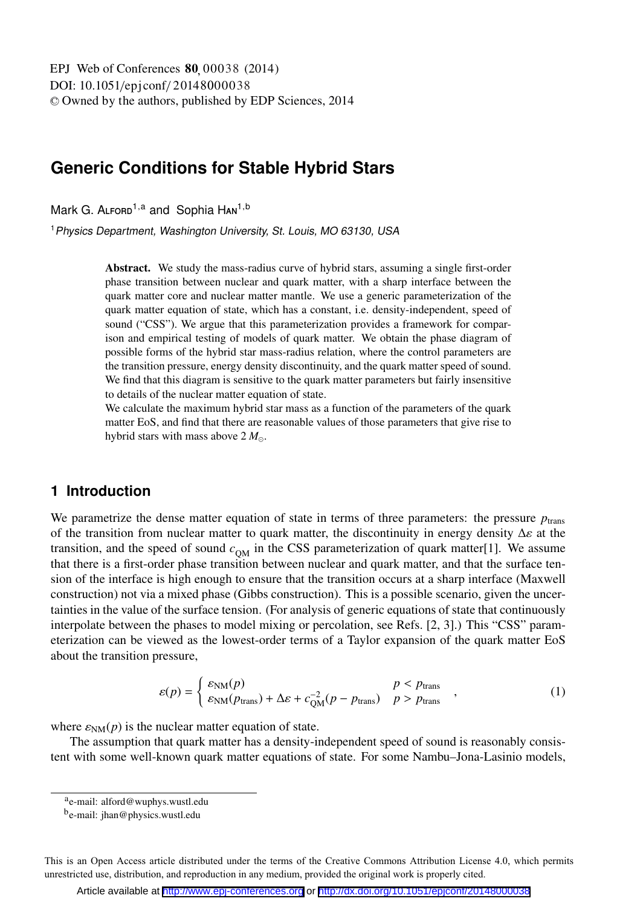# Generic Conditions for Stable Hybrid Stars

Mark G. Alford[1,a] and Sophia Han[1,b]

[1] *Physics Department, Washington University, St. Louis, MO 63130, USA*

**Abstract.** We study the mass-radius curve of hybrid stars, assuming a single first-order phase transition between nuclear and quark matter, with a sharp interface between the quark matter core and nuclear matter mantle. We use a generic parameterization of the quark matter equation of state, which has a constant, i.e. density-independent, speed of sound ("CSS"). We argue that this parameterization provides a framework for comparison and empirical testing of models of quark matter. We obtain the phase diagram of possible forms of the hybrid star mass-radius relation, where the control parameters are the transition pressure, energy density discontinuity, and the quark matter speed of sound. We find that this diagram is sensitive to the quark matter parameters but fairly insensitive to details of the nuclear matter equation of state.

We calculate the maximum hybrid star mass as a function of the parameters of the quark matter EoS, and find that there are reasonable values of those parameters that give rise to hybrid stars with mass above $2\,M_\odot$.

## 1 Introduction

We parametrize the dense matter equation of state in terms of three parameters: the pressure $p_{\rm trans}$ of the transition from nuclear matter to quark matter, the discontinuity in energy density $\Delta\varepsilon$ at the transition, and the speed of sound $c_{\rm QM}$ in the CSS parameterization of quark matter[1]. We assume that there is a first-order phase transition between nuclear and quark matter, and that the surface tension of the interface is high enough to ensure that the transition occurs at a sharp interface (Maxwell construction) not via a mixed phase (Gibbs construction). This is a possible scenario, given the uncertainties in the value of the surface tension. (For analysis of generic equations of state that continuously interpolate between the phases to model mixing or percolation, see Refs. [2, 3].) This "CSS" parameterization can be viewed as the lowest-order terms of a Taylor expansion of the quark matter EoS about the transition pressure,

$$
\varepsilon(p) = \begin{cases} \varepsilon_{\rm NM}(p) & p < p_{\rm trans} \\ \varepsilon_{\rm NM}(p_{\rm trans}) + \Delta\varepsilon + c_{\rm QM}^{-2}(p - p_{\rm trans}) & p > p_{\rm trans} \end{cases} , \tag{1}
$$

where $\varepsilon_{\rm NM}(p)$ is the nuclear matter equation of state.

The assumption that quark matter has a density-independent speed of sound is reasonably consistent with some well-known quark matter equations of state. For some Nambu–Jona-Lasinio models,

[a] e-mail: alford@wuphys.wustl.edu

[b] e-mail: jhan@physics.wustl.edu

This is an Open Access article distributed under the terms of the Creative Commons Attribution License 4.0, which permits unrestricted use, distribution, and reproduction in any medium, provided the original work is properly cited.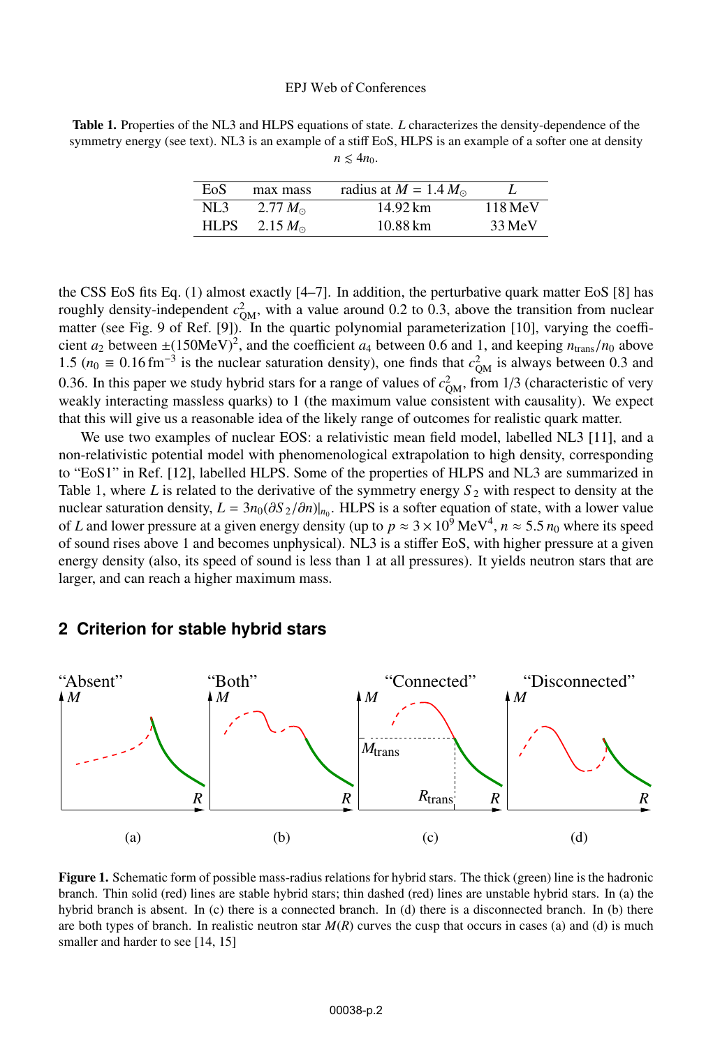**Table 1.** Properties of the NL3 and HLPS equations of state. $L$ characterizes the density-dependence of the symmetry energy (see text). NL3 is an example of a stiff EoS, HLPS is an example of a softer one at density $n \lesssim 4n_0$.

| EoS | max mass | radius at $M = 1.4\,M_\odot$ | $L$ |
|---|---|---|---|
| NL3 | $2.77\,M_\odot$ | 14.92 km | 118 MeV |
| HLPS | $2.15\,M_\odot$ | 10.88 km | 33 MeV |

the CSS EoS fits Eq. (1) almost exactly [4–7]. In addition, the perturbative quark matter EoS [8] has roughly density-independent $c^2_{\rm QM}$, with a value around 0.2 to 0.3, above the transition from nuclear matter (see Fig. 9 of Ref. [9]). In the quartic polynomial parameterization [10], varying the coefficient $a_2$ between $\pm(150\text{MeV})^2$, and the coefficient $a_4$ between 0.6 and 1, and keeping $n_{\rm trans}/n_0$ above 1.5 ($n_0 \equiv 0.16\,\text{fm}^{-3}$ is the nuclear saturation density), one finds that $c^2_{\rm QM}$ is always between 0.3 and 0.36. In this paper we study hybrid stars for a range of values of $c^2_{\rm QM}$, from 1/3 (characteristic of very weakly interacting massless quarks) to 1 (the maximum value consistent with causality). We expect that this will give us a reasonable idea of the likely range of outcomes for realistic quark matter.

We use two examples of nuclear EOS: a relativistic mean field model, labelled NL3 [11], and a non-relativistic potential model with phenomenological extrapolation to high density, corresponding to "EoS1" in Ref. [12], labelled HLPS. Some of the properties of HLPS and NL3 are summarized in Table 1, where $L$ is related to the derivative of the symmetry energy $S_2$ with respect to density at the nuclear saturation density, $L = 3n_0(\partial S_2/\partial n)|_{n_0}$. HLPS is a softer equation of state, with a lower value of $L$ and lower pressure at a given energy density (up to $p \approx 3\times 10^9\,\text{MeV}^4$, $n \approx 5.5\,n_0$ where its speed of sound rises above 1 and becomes unphysical). NL3 is a stiffer EoS, with higher pressure at a given energy density (also, its speed of sound is less than 1 at all pressures). It yields neutron stars that are larger, and can reach a higher maximum mass.

## 2 Criterion for stable hybrid stars

**Figure 1.** Schematic form of possible mass-radius relations for hybrid stars. The thick (green) line is the hadronic branch. Thin solid (red) lines are stable hybrid stars; thin dashed (red) lines are unstable hybrid stars. In (a) the hybrid branch is absent. In (c) there is a connected branch. In (d) there is a disconnected branch. In (b) there are both types of branch. In realistic neutron star $M(R)$ curves the cusp that occurs in cases (a) and (d) is much smaller and harder to see [14, 15]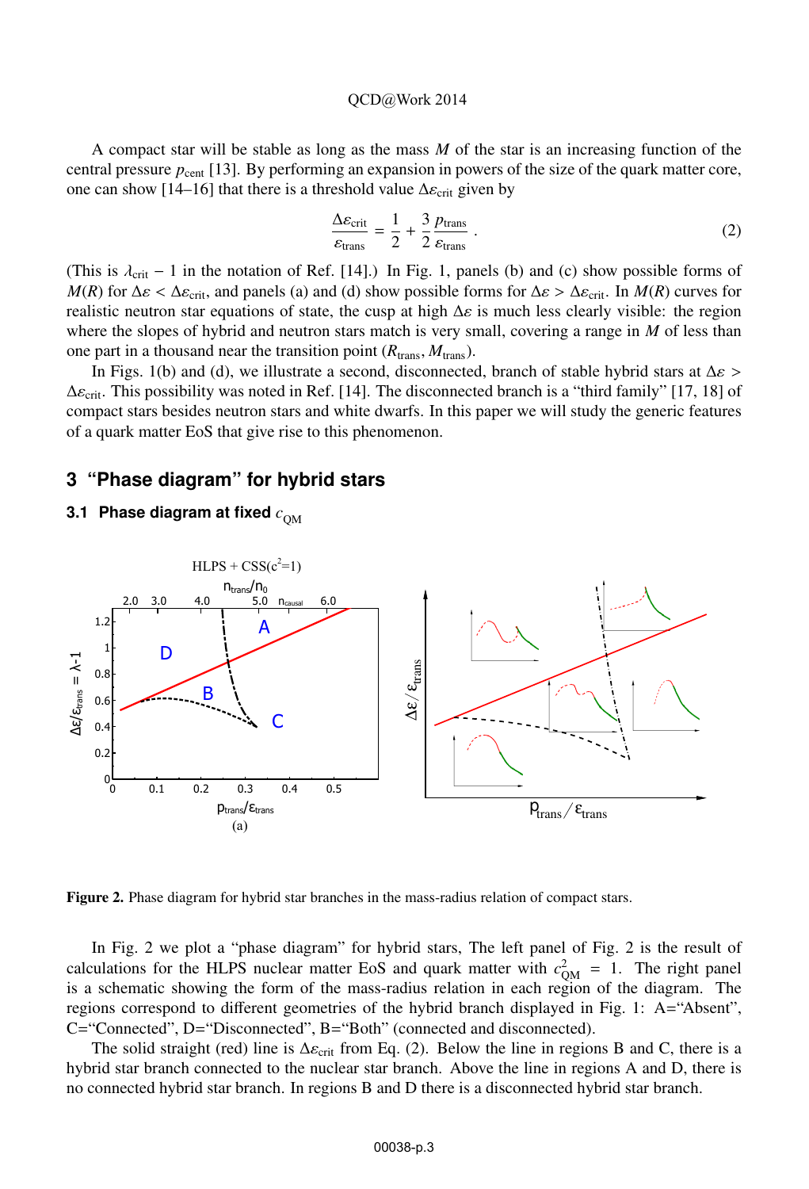A compact star will be stable as long as the mass $M$ of the star is an increasing function of the central pressure $p_{\rm cent}$ [13]. By performing an expansion in powers of the size of the quark matter core, one can show [14–16] that there is a threshold value $\Delta\varepsilon_{\rm crit}$ given by

$$\frac{\Delta\varepsilon_{\rm crit}}{\varepsilon_{\rm trans}} = \frac{1}{2} + \frac{3}{2}\frac{p_{\rm trans}}{\varepsilon_{\rm trans}} . \tag{2}$$

(This is $\lambda_{\rm crit} - 1$ in the notation of Ref. [14].) In Fig. 1, panels (b) and (c) show possible forms of $M(R)$ for $\Delta\varepsilon < \Delta\varepsilon_{\rm crit}$, and panels (a) and (d) show possible forms for $\Delta\varepsilon > \Delta\varepsilon_{\rm crit}$. In $M(R)$ curves for realistic neutron star equations of state, the cusp at high $\Delta\varepsilon$ is much less clearly visible: the region where the slopes of hybrid and neutron stars match is very small, covering a range in $M$ of less than one part in a thousand near the transition point $(R_{\rm trans}, M_{\rm trans})$.

In Figs. 1(b) and (d), we illustrate a second, disconnected, branch of stable hybrid stars at $\Delta\varepsilon > \Delta\varepsilon_{\rm crit}$. This possibility was noted in Ref. [14]. The disconnected branch is a "third family" [17, 18] of compact stars besides neutron stars and white dwarfs. In this paper we will study the generic features of a quark matter EoS that give rise to this phenomenon.

## 3 "Phase diagram" for hybrid stars

### 3.1 Phase diagram at fixed $c_{\rm QM}$

Figure 2. Phase diagram for hybrid star branches in the mass-radius relation of compact stars.

In Fig. 2 we plot a "phase diagram" for hybrid stars, The left panel of Fig. 2 is the result of calculations for the HLPS nuclear matter EoS and quark matter with $c^2_{\rm QM} = 1$. The right panel is a schematic showing the form of the mass-radius relation in each region of the diagram. The regions correspond to different geometries of the hybrid branch displayed in Fig. 1: A="Absent", C="Connected", D="Disconnected", B="Both" (connected and disconnected).

The solid straight (red) line is $\Delta\varepsilon_{\rm crit}$ from Eq. (2). Below the line in regions B and C, there is a hybrid star branch connected to the nuclear star branch. Above the line in regions A and D, there is no connected hybrid star branch. In regions B and D there is a disconnected hybrid star branch.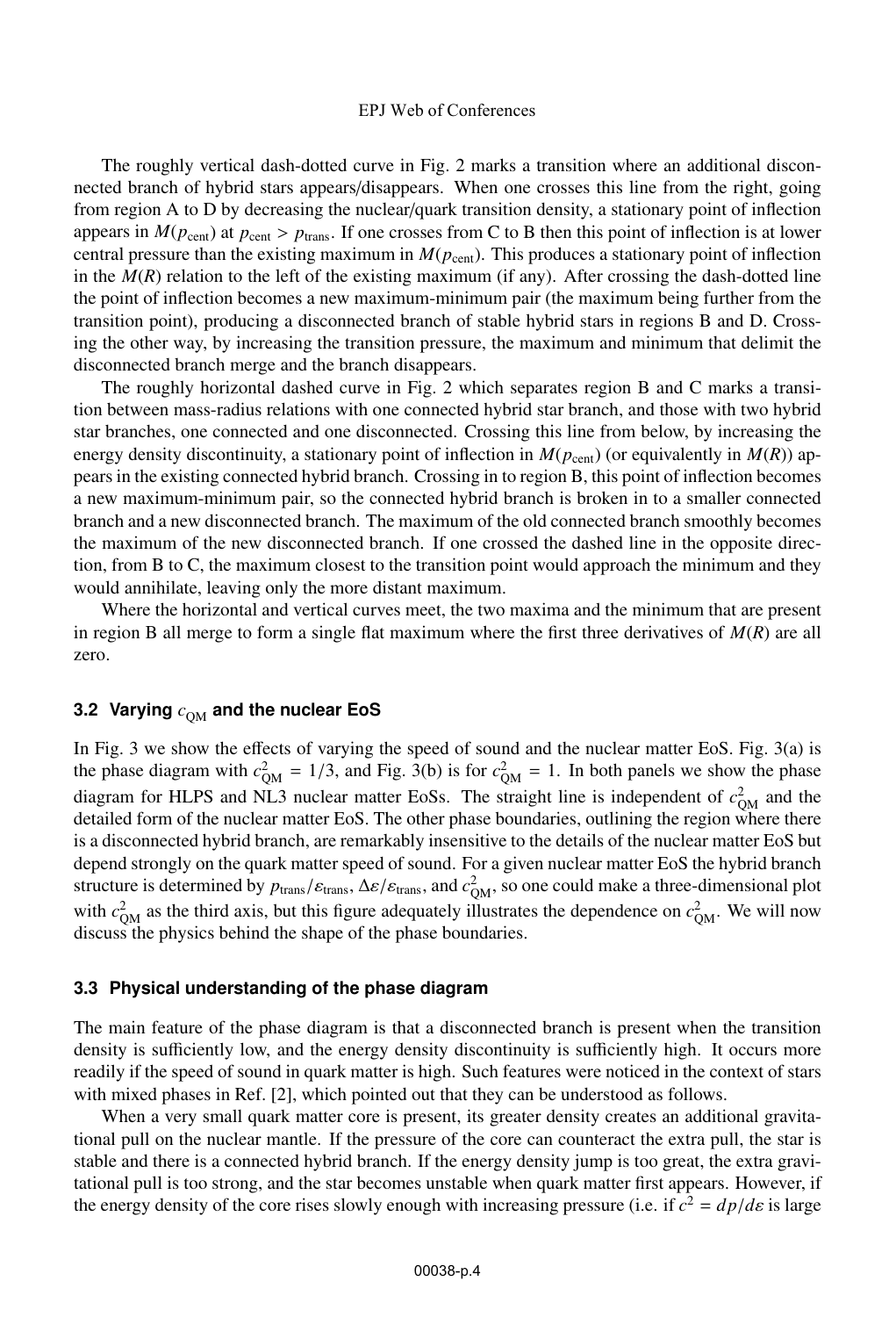The roughly vertical dash-dotted curve in Fig. 2 marks a transition where an additional disconnected branch of hybrid stars appears/disappears. When one crosses this line from the right, going from region A to D by decreasing the nuclear/quark transition density, a stationary point of inflection appears in $M(p_{\rm cent})$ at $p_{\rm cent} > p_{\rm trans}$. If one crosses from C to B then this point of inflection is at lower central pressure than the existing maximum in $M(p_{\rm cent})$. This produces a stationary point of inflection in the $M(R)$ relation to the left of the existing maximum (if any). After crossing the dash-dotted line the point of inflection becomes a new maximum-minimum pair (the maximum being further from the transition point), producing a disconnected branch of stable hybrid stars in regions B and D. Crossing the other way, by increasing the transition pressure, the maximum and minimum that delimit the disconnected branch merge and the branch disappears.

The roughly horizontal dashed curve in Fig. 2 which separates region B and C marks a transition between mass-radius relations with one connected hybrid star branch, and those with two hybrid star branches, one connected and one disconnected. Crossing this line from below, by increasing the energy density discontinuity, a stationary point of inflection in $M(p_{\rm cent})$ (or equivalently in $M(R)$) appears in the existing connected hybrid branch. Crossing in to region B, this point of inflection becomes a new maximum-minimum pair, so the connected hybrid branch is broken in to a smaller connected branch and a new disconnected branch. The maximum of the old connected branch smoothly becomes the maximum of the new disconnected branch. If one crossed the dashed line in the opposite direction, from B to C, the maximum closest to the transition point would approach the minimum and they would annihilate, leaving only the more distant maximum.

Where the horizontal and vertical curves meet, the two maxima and the minimum that are present in region B all merge to form a single flat maximum where the first three derivatives of $M(R)$ are all zero.

### 3.2 Varying $c_{\rm QM}$ and the nuclear EoS

In Fig. 3 we show the effects of varying the speed of sound and the nuclear matter EoS. Fig. 3(a) is the phase diagram with $c^2_{\rm QM} = 1/3$, and Fig. 3(b) is for $c^2_{\rm QM} = 1$. In both panels we show the phase diagram for HLPS and NL3 nuclear matter EoSs. The straight line is independent of $c^2_{\rm QM}$ and the detailed form of the nuclear matter EoS. The other phase boundaries, outlining the region where there is a disconnected hybrid branch, are remarkably insensitive to the details of the nuclear matter EoS but depend strongly on the quark matter speed of sound. For a given nuclear matter EoS the hybrid branch structure is determined by $p_{\rm trans}/\varepsilon_{\rm trans}$, $\Delta\varepsilon/\varepsilon_{\rm trans}$, and $c^2_{\rm QM}$, so one could make a three-dimensional plot with $c^2_{\rm QM}$ as the third axis, but this figure adequately illustrates the dependence on $c^2_{\rm QM}$. We will now discuss the physics behind the shape of the phase boundaries.

### 3.3 Physical understanding of the phase diagram

The main feature of the phase diagram is that a disconnected branch is present when the transition density is sufficiently low, and the energy density discontinuity is sufficiently high. It occurs more readily if the speed of sound in quark matter is high. Such features were noticed in the context of stars with mixed phases in Ref. [2], which pointed out that they can be understood as follows.

When a very small quark matter core is present, its greater density creates an additional gravitational pull on the nuclear mantle. If the pressure of the core can counteract the extra pull, the star is stable and there is a connected hybrid branch. If the energy density jump is too great, the extra gravitational pull is too strong, and the star becomes unstable when quark matter first appears. However, if the energy density of the core rises slowly enough with increasing pressure (i.e. if $c^2 = dp/d\varepsilon$ is large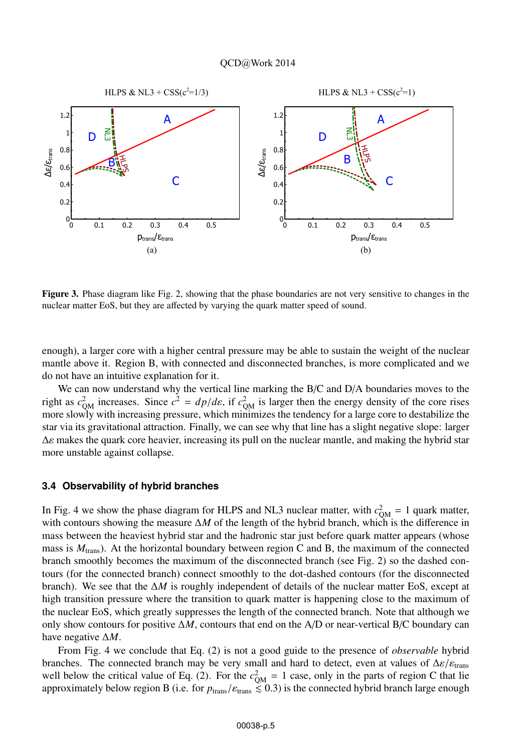Figure 3. Phase diagram like Fig. 2, showing that the phase boundaries are not very sensitive to changes in the nuclear matter EoS, but they are affected by varying the quark matter speed of sound.

enough), a larger core with a higher central pressure may be able to sustain the weight of the nuclear mantle above it. Region B, with connected and disconnected branches, is more complicated and we do not have an intuitive explanation for it.

We can now understand why the vertical line marking the B/C and D/A boundaries moves to the right as $c^2_{\rm QM}$ increases. Since $c^2 = dp/d\varepsilon$, if $c^2_{\rm QM}$ is larger then the energy density of the core rises more slowly with increasing pressure, which minimizes the tendency for a large core to destabilize the star via its gravitational attraction. Finally, we can see why that line has a slight negative slope: larger $\Delta\varepsilon$ makes the quark core heavier, increasing its pull on the nuclear mantle, and making the hybrid star more unstable against collapse.

### 3.4 Observability of hybrid branches

In Fig. 4 we show the phase diagram for HLPS and NL3 nuclear matter, with $c^2_{\rm QM} = 1$ quark matter, with contours showing the measure $\Delta M$ of the length of the hybrid branch, which is the difference in mass between the heaviest hybrid star and the hadronic star just before quark matter appears (whose mass is $M_{\rm trans}$). At the horizontal boundary between region C and B, the maximum of the connected branch smoothly becomes the maximum of the disconnected branch (see Fig. 2) so the dashed contours (for the connected branch) connect smoothly to the dot-dashed contours (for the disconnected branch). We see that the $\Delta M$ is roughly independent of details of the nuclear matter EoS, except at high transition pressure where the transition to quark matter is happening close to the maximum of the nuclear EoS, which greatly suppresses the length of the connected branch. Note that although we only show contours for positive $\Delta M$, contours that end on the A/D or near-vertical B/C boundary can have negative $\Delta M$.

From Fig. 4 we conclude that Eq. (2) is not a good guide to the presence of *observable* hybrid branches. The connected branch may be very small and hard to detect, even at values of $\Delta\varepsilon/\varepsilon_{\rm trans}$ well below the critical value of Eq. (2). For the $c^2_{\rm QM} = 1$ case, only in the parts of region C that lie approximately below region B (i.e. for $p_{\rm trans}/\varepsilon_{\rm trans} \lesssim 0.3$) is the connected hybrid branch large enough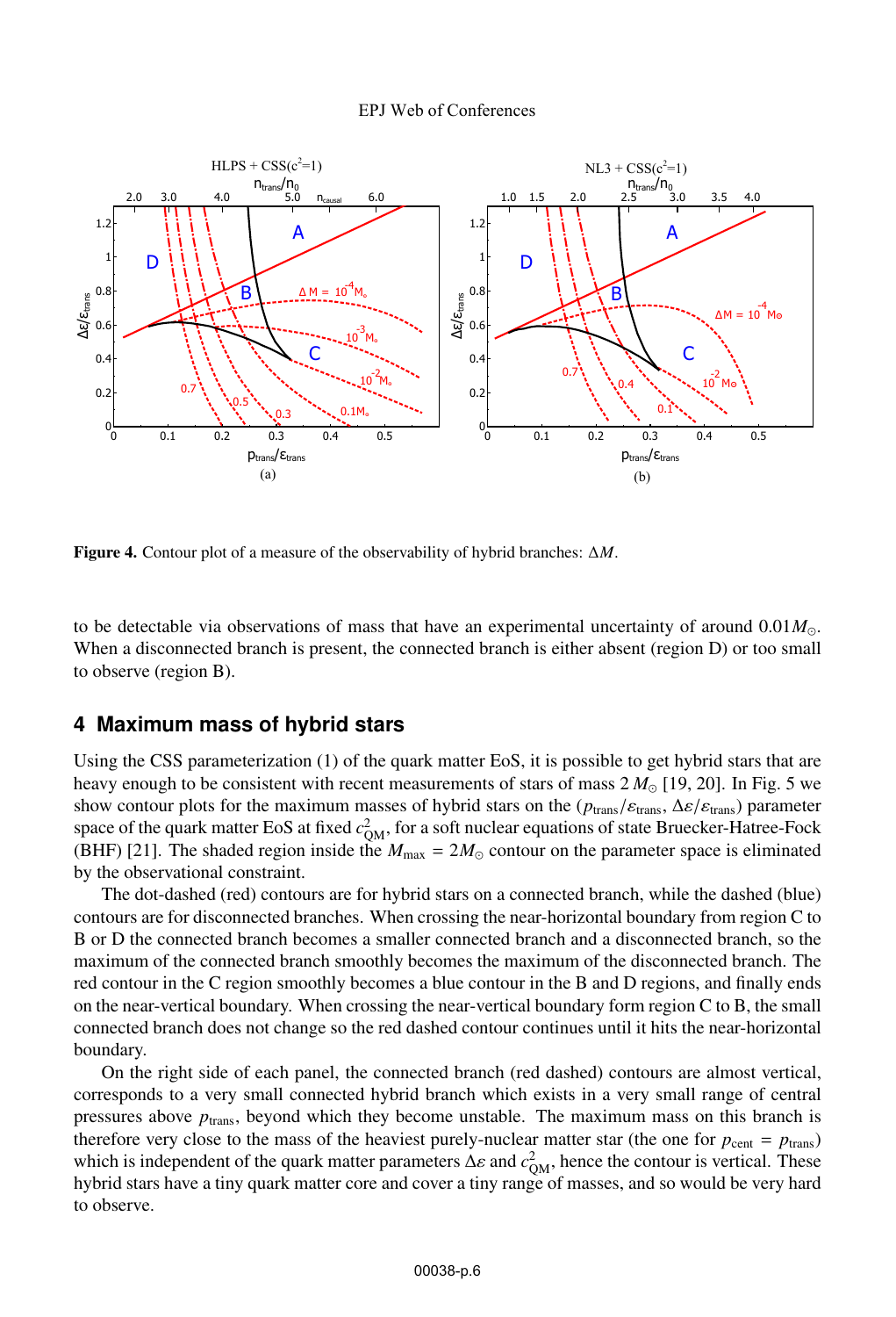**Figure 4.** Contour plot of a measure of the observability of hybrid branches: $\Delta M$.

to be detectable via observations of mass that have an experimental uncertainty of around $0.01 M_{\odot}$. When a disconnected branch is present, the connected branch is either absent (region D) or too small to observe (region B).

## 4 Maximum mass of hybrid stars

Using the CSS parameterization (1) of the quark matter EoS, it is possible to get hybrid stars that are heavy enough to be consistent with recent measurements of stars of mass $2\, M_{\odot}$ [19, 20]. In Fig. 5 we show contour plots for the maximum masses of hybrid stars on the $(p_{\rm trans}/\varepsilon_{\rm trans},\, \Delta\varepsilon/\varepsilon_{\rm trans})$ parameter space of the quark matter EoS at fixed $c^2_{\rm QM}$, for a soft nuclear equations of state Bruecker-Hatree-Fock (BHF) [21]. The shaded region inside the $M_{\rm max} = 2 M_{\odot}$ contour on the parameter space is eliminated by the observational constraint.

The dot-dashed (red) contours are for hybrid stars on a connected branch, while the dashed (blue) contours are for disconnected branches. When crossing the near-horizontal boundary from region C to B or D the connected branch becomes a smaller connected branch and a disconnected branch, so the maximum of the connected branch smoothly becomes the maximum of the disconnected branch. The red contour in the C region smoothly becomes a blue contour in the B and D regions, and finally ends on the near-vertical boundary. When crossing the near-vertical boundary form region C to B, the small connected branch does not change so the red dashed contour continues until it hits the near-horizontal boundary.

On the right side of each panel, the connected branch (red dashed) contours are almost vertical, corresponds to a very small connected hybrid branch which exists in a very small range of central pressures above $p_{\rm trans}$, beyond which they become unstable. The maximum mass on this branch is therefore very close to the mass of the heaviest purely-nuclear matter star (the one for $p_{\rm cent} = p_{\rm trans}$) which is independent of the quark matter parameters $\Delta\varepsilon$ and $c^2_{\rm QM}$, hence the contour is vertical. These hybrid stars have a tiny quark matter core and cover a tiny range of masses, and so would be very hard to observe.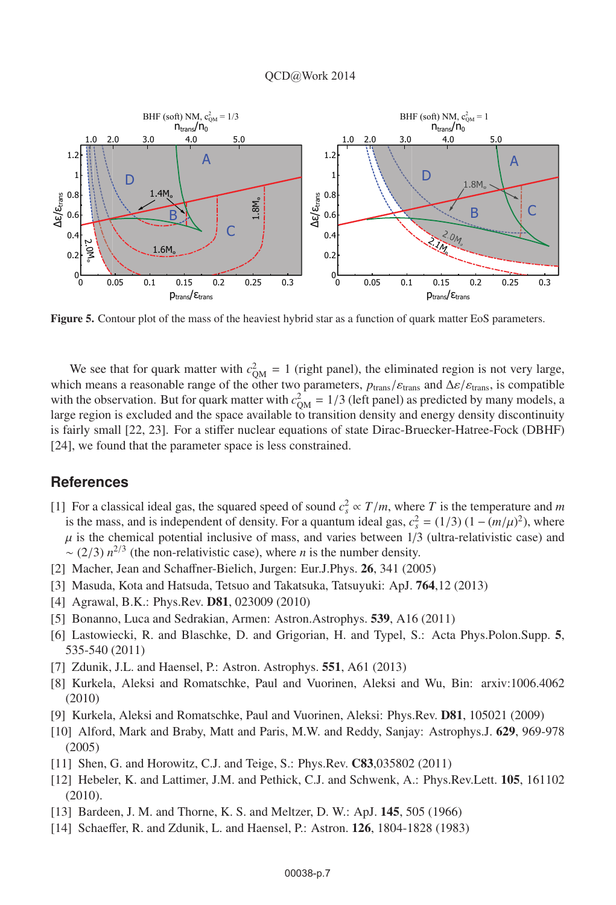**Figure 5.** Contour plot of the mass of the heaviest hybrid star as a function of quark matter EoS parameters.

We see that for quark matter with $c^2_{\rm QM} = 1$ (right panel), the eliminated region is not very large, which means a reasonable range of the other two parameters, $p_{\rm trans}/\varepsilon_{\rm trans}$ and $\Delta\varepsilon/\varepsilon_{\rm trans}$, is compatible with the observation. But for quark matter with $c^2_{\rm QM} = 1/3$ (left panel) as predicted by many models, a large region is excluded and the space available to transition density and energy density discontinuity is fairly small [22, 23]. For a stiffer nuclear equations of state Dirac-Brueckner-Hatree-Fock (DBHF) [24], we found that the parameter space is less constrained.

## References

[1] For a classical ideal gas, the squared speed of sound $c_s^2 \propto T/m$, where $T$ is the temperature and $m$ is the mass, and is independent of density. For a quantum ideal gas, $c_s^2 = (1/3)\,(1-(m/\mu)^2)$, where $\mu$ is the chemical potential inclusive of mass, and varies between 1/3 (ultra-relativistic case) and $\sim (2/3)\, n^{2/3}$ (the non-relativistic case), where $n$ is the number density.

[2] Macher, Jean and Schaffner-Bielich, Jurgen: Eur.J.Phys. **26**, 341 (2005)

[3] Masuda, Kota and Hatsuda, Tetsuo and Takatsuka, Tatsuyuki: ApJ. **764**,12 (2013)

[4] Agrawal, B.K.: Phys.Rev. **D81**, 023009 (2010)

[5] Bonanno, Luca and Sedrakian, Armen: Astron.Astrophys. **539**, A16 (2011)

[6] Lastowiecki, R. and Blaschke, D. and Grigorian, H. and Typel, S.: Acta Phys.Polon.Supp. **5**, 535-540 (2011)

[7] Zdunik, J.L. and Haensel, P.: Astron. Astrophys. **551**, A61 (2013)

[8] Kurkela, Aleksi and Romatschke, Paul and Vuorinen, Aleksi and Wu, Bin: arxiv:1006.4062 (2010)

[9] Kurkela, Aleksi and Romatschke, Paul and Vuorinen, Aleksi: Phys.Rev. **D81**, 105021 (2009)

[10] Alford, Mark and Braby, Matt and Paris, M.W. and Reddy, Sanjay: Astrophys.J. **629**, 969-978 (2005)

[11] Shen, G. and Horowitz, C.J. and Teige, S.: Phys.Rev. **C83**,035802 (2011)

[12] Hebeler, K. and Lattimer, J.M. and Pethick, C.J. and Schwenk, A.: Phys.Rev.Lett. **105**, 161102 (2010).

[13] Bardeen, J. M. and Thorne, K. S. and Meltzer, D. W.: ApJ. **145**, 505 (1966)

[14] Schaeffer, R. and Zdunik, L. and Haensel, P.: Astron. **126**, 1804-1828 (1983)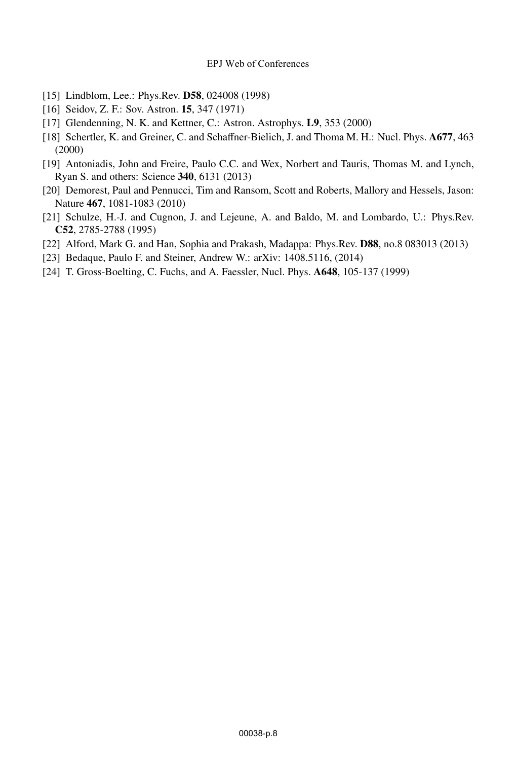[15] Lindblom, Lee.: Phys.Rev. **D58**, 024008 (1998)

[16] Seidov, Z. F.: Sov. Astron. **15**, 347 (1971)

[17] Glendenning, N. K. and Kettner, C.: Astron. Astrophys. **L9**, 353 (2000)

[18] Schertler, K. and Greiner, C. and Schaffner-Bielich, J. and Thoma M. H.: Nucl. Phys. **A677**, 463 (2000)

[19] Antoniadis, John and Freire, Paulo C.C. and Wex, Norbert and Tauris, Thomas M. and Lynch, Ryan S. and others: Science **340**, 6131 (2013)

[20] Demorest, Paul and Pennucci, Tim and Ransom, Scott and Roberts, Mallory and Hessels, Jason: Nature **467**, 1081-1083 (2010)

[21] Schulze, H.-J. and Cugnon, J. and Lejeune, A. and Baldo, M. and Lombardo, U.: Phys.Rev. **C52**, 2785-2788 (1995)

[22] Alford, Mark G. and Han, Sophia and Prakash, Madappa: Phys.Rev. **D88**, no.8 083013 (2013)

[23] Bedaque, Paulo F. and Steiner, Andrew W.: arXiv: 1408.5116, (2014)

[24] T. Gross-Boelting, C. Fuchs, and A. Faessler, Nucl. Phys. **A648**, 105-137 (1999)